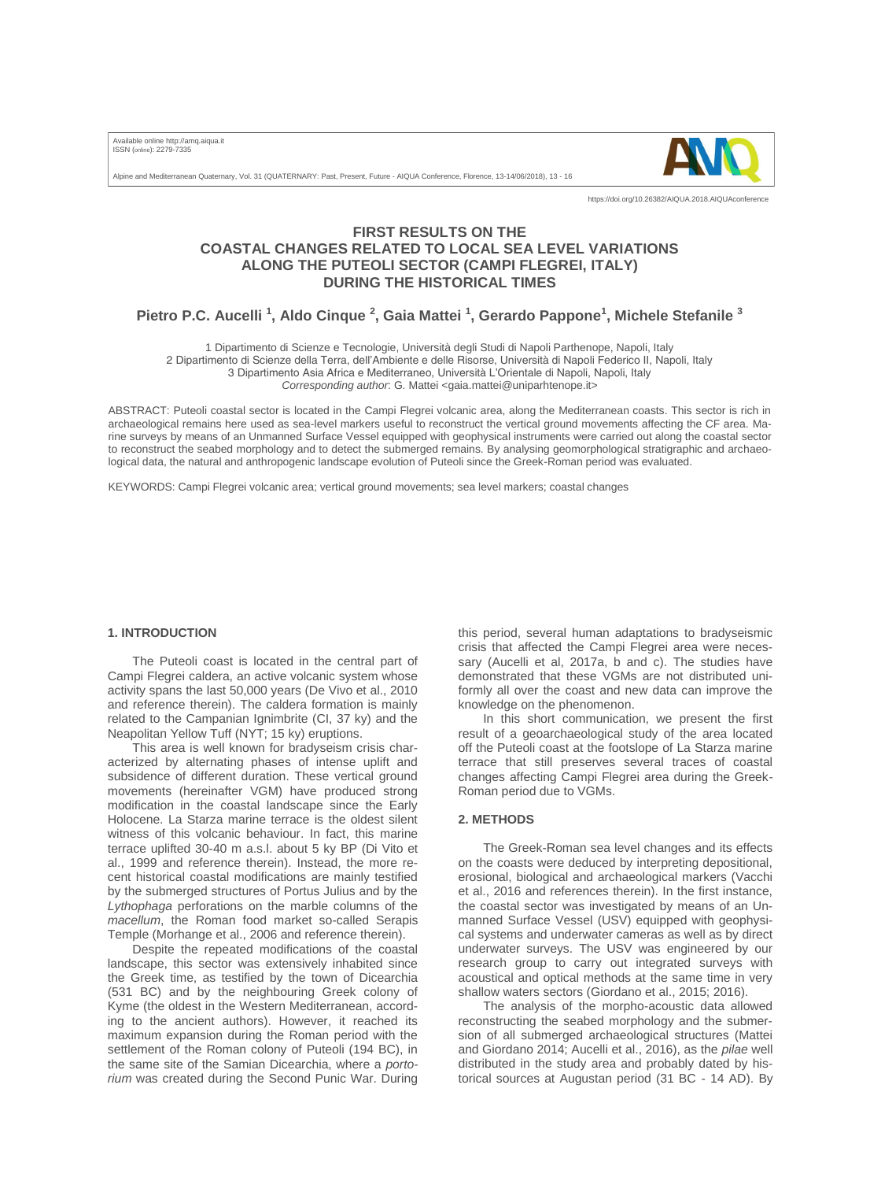# FIRST RESULTS ON THE COASTAL CHANGES RELATED TO LOCAL SEA LEVEL VARIATIONS ALONG THE PUTEOLI SECTOR (CAMPI FLEGREI, ITALY) DURING THE HISTORICAL TIMES

**Pietro P.C. Aucelli [1], Aldo Cinque [2], Gaia Mattei [1], Gerardo Pappone[1], Michele Stefanile [3]**

1 Dipartimento di Scienze e Tecnologie, Università degli Studi di Napoli Parthenope, Napoli, Italy
2 Dipartimento di Scienze della Terra, dell'Ambiente e delle Risorse, Università di Napoli Federico II, Napoli, Italy
3 Dipartimento Asia Africa e Mediterraneo, Università L'Orientale di Napoli, Napoli, Italy
*Corresponding author*: G. Mattei <gaia.mattei@uniparhtenope.it>

ABSTRACT: Puteoli coastal sector is located in the Campi Flegrei volcanic area, along the Mediterranean coasts. This sector is rich in archaeological remains here used as sea-level markers useful to reconstruct the vertical ground movements affecting the CF area. Marine surveys by means of an Unmanned Surface Vessel equipped with geophysical instruments were carried out along the coastal sector to reconstruct the seabed morphology and to detect the submerged remains. By analysing geomorphological stratigraphic and archaeological data, the natural and anthropogenic landscape evolution of Puteoli since the Greek-Roman period was evaluated.

KEYWORDS: Campi Flegrei volcanic area; vertical ground movements; sea level markers; coastal changes

## 1. INTRODUCTION

The Puteoli coast is located in the central part of Campi Flegrei caldera, an active volcanic system whose activity spans the last 50,000 years (De Vivo et al., 2010 and reference therein). The caldera formation is mainly related to the Campanian Ignimbrite (CI, 37 ky) and the Neapolitan Yellow Tuff (NYT; 15 ky) eruptions.

This area is well known for bradyseism crisis characterized by alternating phases of intense uplift and subsidence of different duration. These vertical ground movements (hereinafter VGM) have produced strong modification in the coastal landscape since the Early Holocene. La Starza marine terrace is the oldest silent witness of this volcanic behaviour. In fact, this marine terrace uplifted 30-40 m a.s.l. about 5 ky BP (Di Vito et al., 1999 and reference therein). Instead, the more recent historical coastal modifications are mainly testified by the submerged structures of Portus Julius and by the *Lythophaga* perforations on the marble columns of the *macellum*, the Roman food market so-called Serapis Temple (Morhange et al., 2006 and reference therein).

Despite the repeated modifications of the coastal landscape, this sector was extensively inhabited since the Greek time, as testified by the town of Dicearchia (531 BC) and by the neighbouring Greek colony of Kyme (the oldest in the Western Mediterranean, according to the ancient authors). However, it reached its maximum expansion during the Roman period with the settlement of the Roman colony of Puteoli (194 BC), in the same site of the Samian Dicearchia, where a *portorium* was created during the Second Punic War. During this period, several human adaptations to bradyseismic crisis that affected the Campi Flegrei area were necessary (Aucelli et al, 2017a, b and c). The studies have demonstrated that these VGMs are not distributed uniformly all over the coast and new data can improve the knowledge on the phenomenon.

In this short communication, we present the first result of a geoarchaeological study of the area located off the Puteoli coast at the footslope of La Starza marine terrace that still preserves several traces of coastal changes affecting Campi Flegrei area during the Greek-Roman period due to VGMs.

## 2. METHODS

The Greek-Roman sea level changes and its effects on the coasts were deduced by interpreting depositional, erosional, biological and archaeological markers (Vacchi et al., 2016 and references therein). In the first instance, the coastal sector was investigated by means of an Unmanned Surface Vessel (USV) equipped with geophysical systems and underwater cameras as well as by direct underwater surveys. The USV was engineered by our research group to carry out integrated surveys with acoustical and optical methods at the same time in very shallow waters sectors (Giordano et al., 2015; 2016).

The analysis of the morpho-acoustic data allowed reconstructing the seabed morphology and the submersion of all submerged archaeological structures (Mattei and Giordano 2014; Aucelli et al., 2016), as the *pilae* well distributed in the study area and probably dated by historical sources at Augustan period (31 BC - 14 AD). By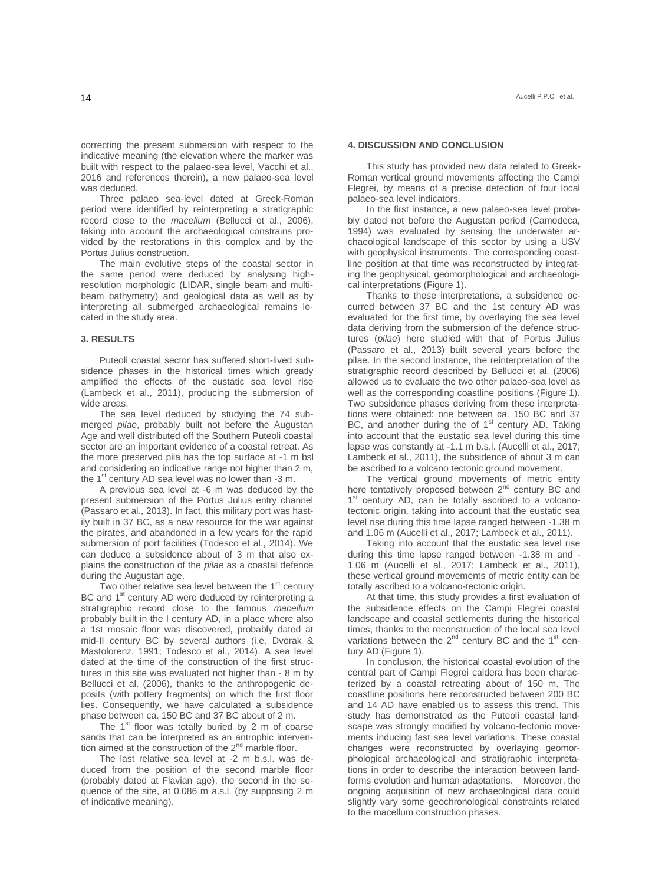correcting the present submersion with respect to the indicative meaning (the elevation where the marker was built with respect to the palaeo-sea level, Vacchi et al., 2016 and references therein), a new palaeo-sea level was deduced.

Three palaeo sea-level dated at Greek-Roman period were identified by reinterpreting a stratigraphic record close to the *macellum* (Bellucci et al., 2006), taking into account the archaeological constrains provided by the restorations in this complex and by the Portus Julius construction.

The main evolutive steps of the coastal sector in the same period were deduced by analysing high-resolution morphologic (LIDAR, single beam and multi-beam bathymetry) and geological data as well as by interpreting all submerged archaeological remains located in the study area.

### 3. RESULTS

Puteoli coastal sector has suffered short-lived subsidence phases in the historical times which greatly amplified the effects of the eustatic sea level rise (Lambeck et al., 2011), producing the submersion of wide areas.

The sea level deduced by studying the 74 submerged *pilae*, probably built not before the Augustan Age and well distributed off the Southern Puteoli coastal sector are an important evidence of a coastal retreat. As the more preserved pila has the top surface at -1 m bsl and considering an indicative range not higher than 2 m, the 1st century AD sea level was no lower than -3 m.

A previous sea level at -6 m was deduced by the present submersion of the Portus Julius entry channel (Passaro et al., 2013). In fact, this military port was hastily built in 37 BC, as a new resource for the war against the pirates, and abandoned in a few years for the rapid submersion of port facilities (Todesco et al., 2014). We can deduce a subsidence about of 3 m that also explains the construction of the *pilae* as a coastal defence during the Augustan age.

Two other relative sea level between the 1st century BC and 1st century AD were deduced by reinterpreting a stratigraphic record close to the famous *macellum* probably built in the I century AD, in a place where also a 1st mosaic floor was discovered, probably dated at mid-II century BC by several authors (i.e. Dvorak & Mastolorenz, 1991; Todesco et al., 2014). A sea level dated at the time of the construction of the first structures in this site was evaluated not higher than - 8 m by Bellucci et al. (2006), thanks to the anthropogenic deposits (with pottery fragments) on which the first floor lies. Consequently, we have calculated a subsidence phase between ca. 150 BC and 37 BC about of 2 m.

The 1st floor was totally buried by 2 m of coarse sands that can be interpreted as an antrophic intervention aimed at the construction of the 2nd marble floor.

The last relative sea level at -2 m b.s.l. was deduced from the position of the second marble floor (probably dated at Flavian age), the second in the sequence of the site, at 0.086 m a.s.l. (by supposing 2 m of indicative meaning).

### 4. DISCUSSION AND CONCLUSION

This study has provided new data related to Greek-Roman vertical ground movements affecting the Campi Flegrei, by means of a precise detection of four local palaeo-sea level indicators.

In the first instance, a new palaeo-sea level probably dated not before the Augustan period (Camodeca, 1994) was evaluated by sensing the underwater archaeological landscape of this sector by using a USV with geophysical instruments. The corresponding coastline position at that time was reconstructed by integrating the geophysical, geomorphological and archaeological interpretations (Figure 1).

Thanks to these interpretations, a subsidence occurred between 37 BC and the 1st century AD was evaluated for the first time, by overlaying the sea level data deriving from the submersion of the defence structures (*pilae*) here studied with that of Portus Julius (Passaro et al., 2013) built several years before the pilae. In the second instance, the reinterpretation of the stratigraphic record described by Bellucci et al. (2006) allowed us to evaluate the two other palaeo-sea level as well as the corresponding coastline positions (Figure 1). Two subsidence phases deriving from these interpretations were obtained: one between ca. 150 BC and 37 BC, and another during the of 1st century AD. Taking into account that the eustatic sea level during this time lapse was constantly at -1.1 m b.s.l. (Aucelli et al., 2017; Lambeck et al., 2011), the subsidence of about 3 m can be ascribed to a volcano tectonic ground movement.

The vertical ground movements of metric entity here tentatively proposed between 2nd century BC and 1st century AD, can be totally ascribed to a volcano-tectonic origin, taking into account that the eustatic sea level rise during this time lapse ranged between -1.38 m and 1.06 m (Aucelli et al., 2017; Lambeck et al., 2011).

Taking into account that the eustatic sea level rise during this time lapse ranged between -1.38 m and -1.06 m (Aucelli et al., 2017; Lambeck et al., 2011), these vertical ground movements of metric entity can be totally ascribed to a volcano-tectonic origin.

At that time, this study provides a first evaluation of the subsidence effects on the Campi Flegrei coastal landscape and coastal settlements during the historical times, thanks to the reconstruction of the local sea level variations between the 2nd century BC and the 1st century AD (Figure 1).

In conclusion, the historical coastal evolution of the central part of Campi Flegrei caldera has been characterized by a coastal retreating about of 150 m. The coastline positions here reconstructed between 200 BC and 14 AD have enabled us to assess this trend. This study has demonstrated as the Puteoli coastal landscape was strongly modified by volcano-tectonic movements inducing fast sea level variations. These coastal changes were reconstructed by overlaying geomorphological archaeological and stratigraphic interpretations in order to describe the interaction between landforms evolution and human adaptations. Moreover, the ongoing acquisition of new archaeological data could slightly vary some geochronological constraints related to the macellum construction phases.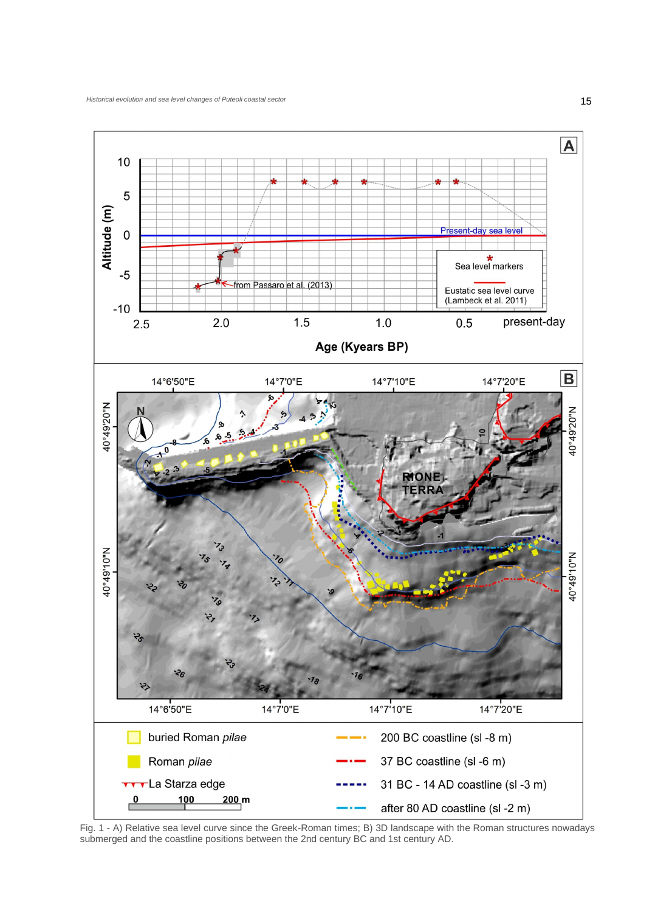Fig. 1 - A) Relative sea level curve since the Greek-Roman times; B) 3D landscape with the Roman structures nowadays submerged and the coastline positions between the 2nd century BC and 1st century AD.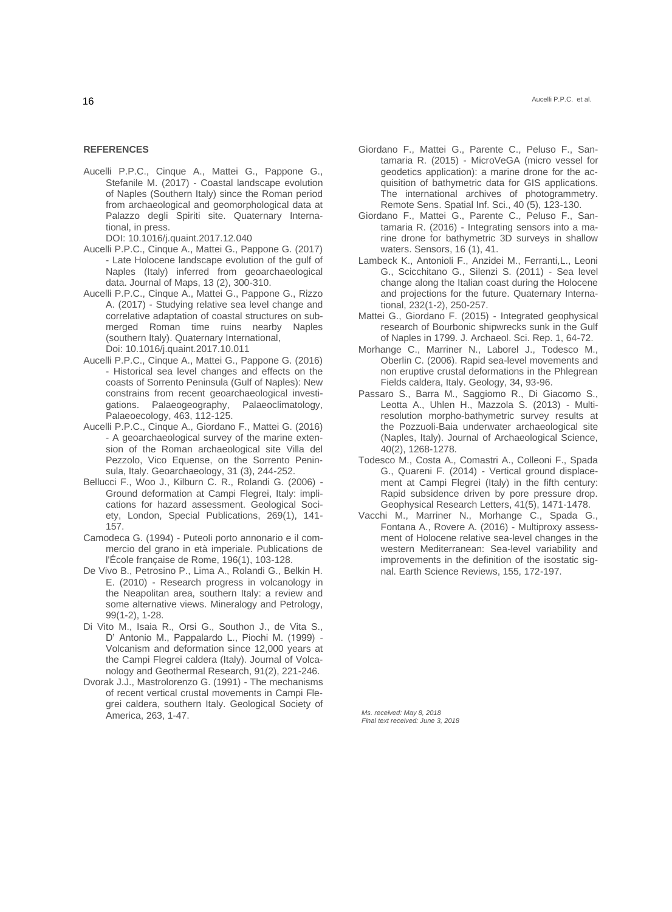## REFERENCES

Aucelli P.P.C., Cinque A., Mattei G., Pappone G., Stefanile M. (2017) - Coastal landscape evolution of Naples (Southern Italy) since the Roman period from archaeological and geomorphological data at Palazzo degli Spiriti site. Quaternary International, in press.
DOI: 10.1016/j.quaint.2017.12.040

Aucelli P.P.C., Cinque A., Mattei G., Pappone G. (2017) - Late Holocene landscape evolution of the gulf of Naples (Italy) inferred from geoarchaeological data. Journal of Maps, 13 (2), 300-310.

Aucelli P.P.C., Cinque A., Mattei G., Pappone G., Rizzo A. (2017) - Studying relative sea level change and correlative adaptation of coastal structures on submerged Roman time ruins nearby Naples (southern Italy). Quaternary International,
Doi: 10.1016/j.quaint.2017.10.011

Aucelli P.P.C., Cinque A., Mattei G., Pappone G. (2016) - Historical sea level changes and effects on the coasts of Sorrento Peninsula (Gulf of Naples): New constrains from recent geoarchaeological investigations. Palaeogeography, Palaeoclimatology, Palaeoecology, 463, 112-125.

Aucelli P.P.C., Cinque A., Giordano F., Mattei G. (2016) - A geoarchaeological survey of the marine extension of the Roman archaeological site Villa del Pezzolo, Vico Equense, on the Sorrento Peninsula, Italy. Geoarchaeology, 31 (3), 244-252.

Bellucci F., Woo J., Kilburn C. R., Rolandi G. (2006) - Ground deformation at Campi Flegrei, Italy: implications for hazard assessment. Geological Society, London, Special Publications, 269(1), 141-157.

Camodeca G. (1994) - Puteoli porto annonario e il commercio del grano in età imperiale. Publications de l'École française de Rome, 196(1), 103-128.

De Vivo B., Petrosino P., Lima A., Rolandi G., Belkin H. E. (2010) - Research progress in volcanology in the Neapolitan area, southern Italy: a review and some alternative views. Mineralogy and Petrology, 99(1-2), 1-28.

Di Vito M., Isaia R., Orsi G., Southon J., de Vita S., D' Antonio M., Pappalardo L., Piochi M. (1999) - Volcanism and deformation since 12,000 years at the Campi Flegrei caldera (Italy). Journal of Volcanology and Geothermal Research, 91(2), 221-246.

Dvorak J.J., Mastrolorenzo G. (1991) - The mechanisms of recent vertical crustal movements in Campi Flegrei caldera, southern Italy. Geological Society of America, 263, 1-47.

Giordano F., Mattei G., Parente C., Peluso F., Santamaria R. (2015) - MicroVeGA (micro vessel for geodetics application): a marine drone for the acquisition of bathymetric data for GIS applications. The international archives of photogrammetry. Remote Sens. Spatial Inf. Sci., 40 (5), 123-130.

Giordano F., Mattei G., Parente C., Peluso F., Santamaria R. (2016) - Integrating sensors into a marine drone for bathymetric 3D surveys in shallow waters. Sensors, 16 (1), 41.

Lambeck K., Antonioli F., Anzidei M., Ferranti,L., Leoni G., Scicchitano G., Silenzi S. (2011) - Sea level change along the Italian coast during the Holocene and projections for the future. Quaternary International, 232(1-2), 250-257.

Mattei G., Giordano F. (2015) - Integrated geophysical research of Bourbonic shipwrecks sunk in the Gulf of Naples in 1799. J. Archaeol. Sci. Rep. 1, 64-72.

Morhange C., Marriner N., Laborel J., Todesco M., Oberlin C. (2006). Rapid sea-level movements and non eruptive crustal deformations in the Phlegrean Fields caldera, Italy. Geology, 34, 93-96.

Passaro S., Barra M., Saggiomo R., Di Giacomo S., Leotta A., Uhlen H., Mazzola S. (2013) - Multi-resolution morpho-bathymetric survey results at the Pozzuoli-Baia underwater archaeological site (Naples, Italy). Journal of Archaeological Science, 40(2), 1268-1278.

Todesco M., Costa A., Comastri A., Colleoni F., Spada G., Quareni F. (2014) - Vertical ground displacement at Campi Flegrei (Italy) in the fifth century: Rapid subsidence driven by pore pressure drop. Geophysical Research Letters, 41(5), 1471-1478.

Vacchi M., Marriner N., Morhange C., Spada G., Fontana A., Rovere A. (2016) - Multiproxy assessment of Holocene relative sea-level changes in the western Mediterranean: Sea-level variability and improvements in the definition of the isostatic signal. Earth Science Reviews, 155, 172-197.

*Ms. received: May 8, 2018*
*Final text received: June 3, 2018*